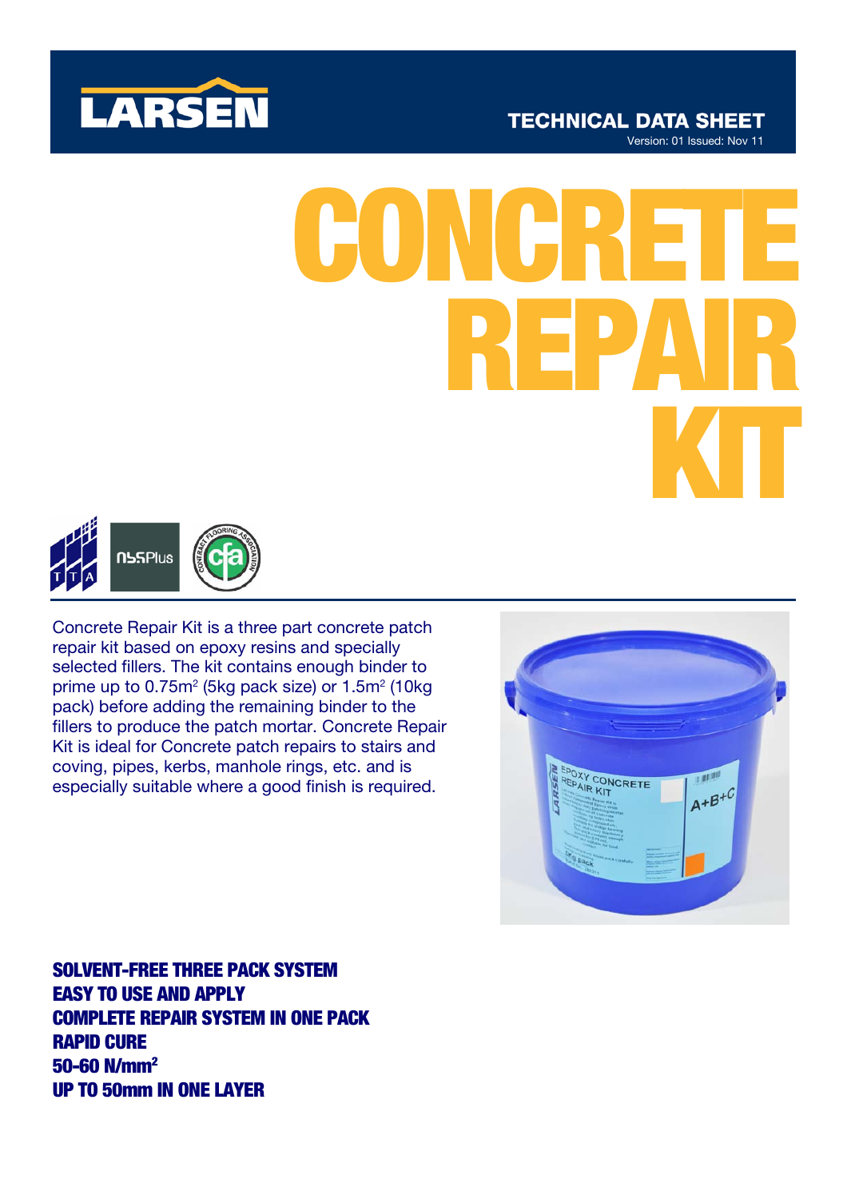LARSEN

TECHNICAL DATA SHEET
Version: 01 Issued: Nov 11

# CONCRETE REPAIR KIT

Concrete Repair Kit is a three part concrete patch repair kit based on epoxy resins and specially selected fillers. The kit contains enough binder to prime up to 0.75m² (5kg pack size) or 1.5m² (10kg pack) before adding the remaining binder to the fillers to produce the patch mortar. Concrete Repair Kit is ideal for Concrete patch repairs to stairs and coving, pipes, kerbs, manhole rings, etc. and is especially suitable where a good finish is required.

**SOLVENT-FREE THREE PACK SYSTEM**
**EASY TO USE AND APPLY**
**COMPLETE REPAIR SYSTEM IN ONE PACK**
**RAPID CURE**
**50-60 N/mm²**
**UP TO 50mm IN ONE LAYER**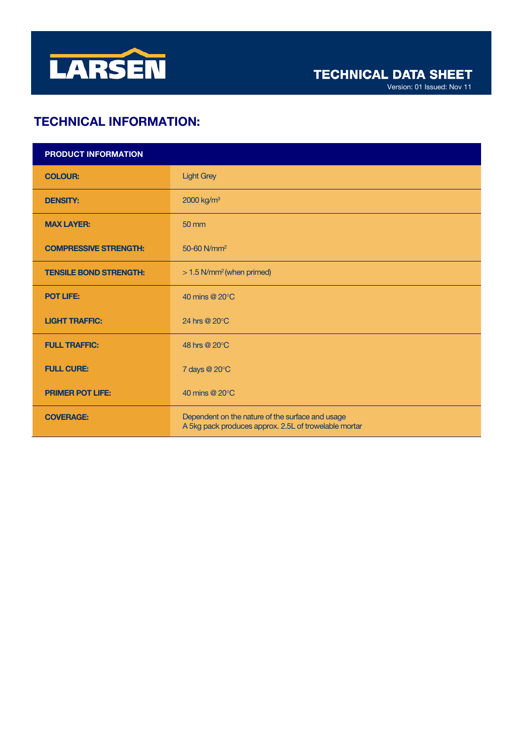# TECHNICAL DATA SHEET

Version: 01 Issued: Nov 11

## TECHNICAL INFORMATION:

| PRODUCT INFORMATION | |
|---|---|
| **COLOUR:** | Light Grey |
| **DENSITY:** | 2000 kg/$m^3$ |
| **MAX LAYER:** | 50 mm |
| **COMPRESSIVE STRENGTH:** | 50-60 N/$mm^2$ |
| **TENSILE BOND STRENGTH:** | > 1.5 N/$mm^2$ (when primed) |
| **POT LIFE:** | 40 mins @ 20°C |
| **LIGHT TRAFFIC:** | 24 hrs @ 20°C |
| **FULL TRAFFIC:** | 48 hrs @ 20°C |
| **FULL CURE:** | 7 days @ 20°C |
| **PRIMER POT LIFE:** | 40 mins @ 20°C |
| **COVERAGE:** | Dependent on the nature of the surface and usage<br>A 5kg pack produces approx. 2.5L of trowelable mortar |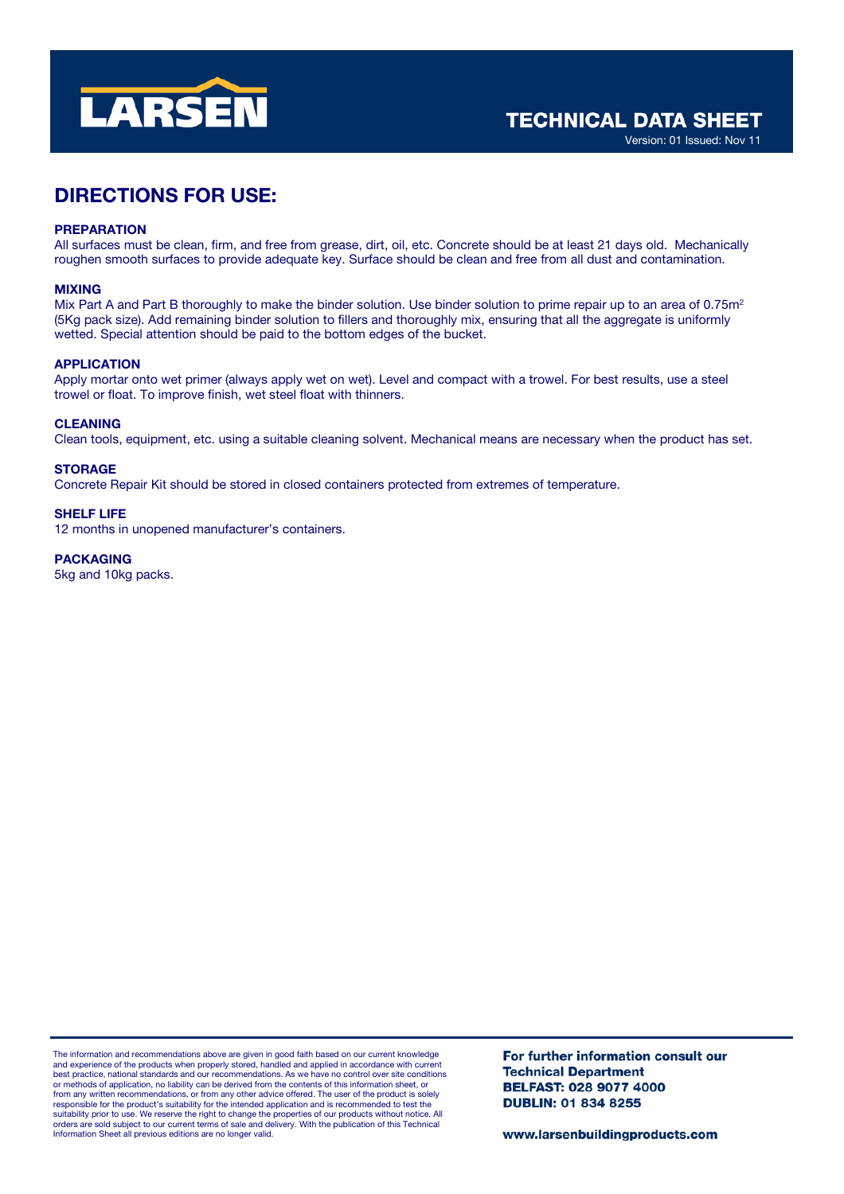# DIRECTIONS FOR USE:

### PREPARATION

All surfaces must be clean, firm, and free from grease, dirt, oil, etc. Concrete should be at least 21 days old. Mechanically roughen smooth surfaces to provide adequate key. Surface should be clean and free from all dust and contamination.

### MIXING

Mix Part A and Part B thoroughly to make the binder solution. Use binder solution to prime repair up to an area of $0.75m^2$ (5Kg pack size). Add remaining binder solution to fillers and thoroughly mix, ensuring that all the aggregate is uniformly wetted. Special attention should be paid to the bottom edges of the bucket.

### APPLICATION

Apply mortar onto wet primer (always apply wet on wet). Level and compact with a trowel. For best results, use a steel trowel or float. To improve finish, wet steel float with thinners.

### CLEANING

Clean tools, equipment, etc. using a suitable cleaning solvent. Mechanical means are necessary when the product has set.

### STORAGE

Concrete Repair Kit should be stored in closed containers protected from extremes of temperature.

### SHELF LIFE

12 months in unopened manufacturer's containers.

### PACKAGING

5kg and 10kg packs.

The information and recommendations above are given in good faith based on our current knowledge and experience of the products when properly stored, handled and applied in accordance with current best practice, national standards and our recommendations. As we have no control over site conditions or methods of application, no liability can be derived from the contents of this information sheet, or from any written recommendations, or from any other advice offered. The user of the product is solely responsible for the product's suitability for the intended application and is recommended to test the suitability prior to use. We reserve the right to change the properties of our products without notice. All orders are sold subject to our current terms of sale and delivery. With the publication of this Technical Information Sheet all previous editions are no longer valid.

**For further information consult our Technical Department**
**BELFAST: 028 9077 4000**
**DUBLIN: 01 834 8255**

**www.larsenbuildingproducts.com**